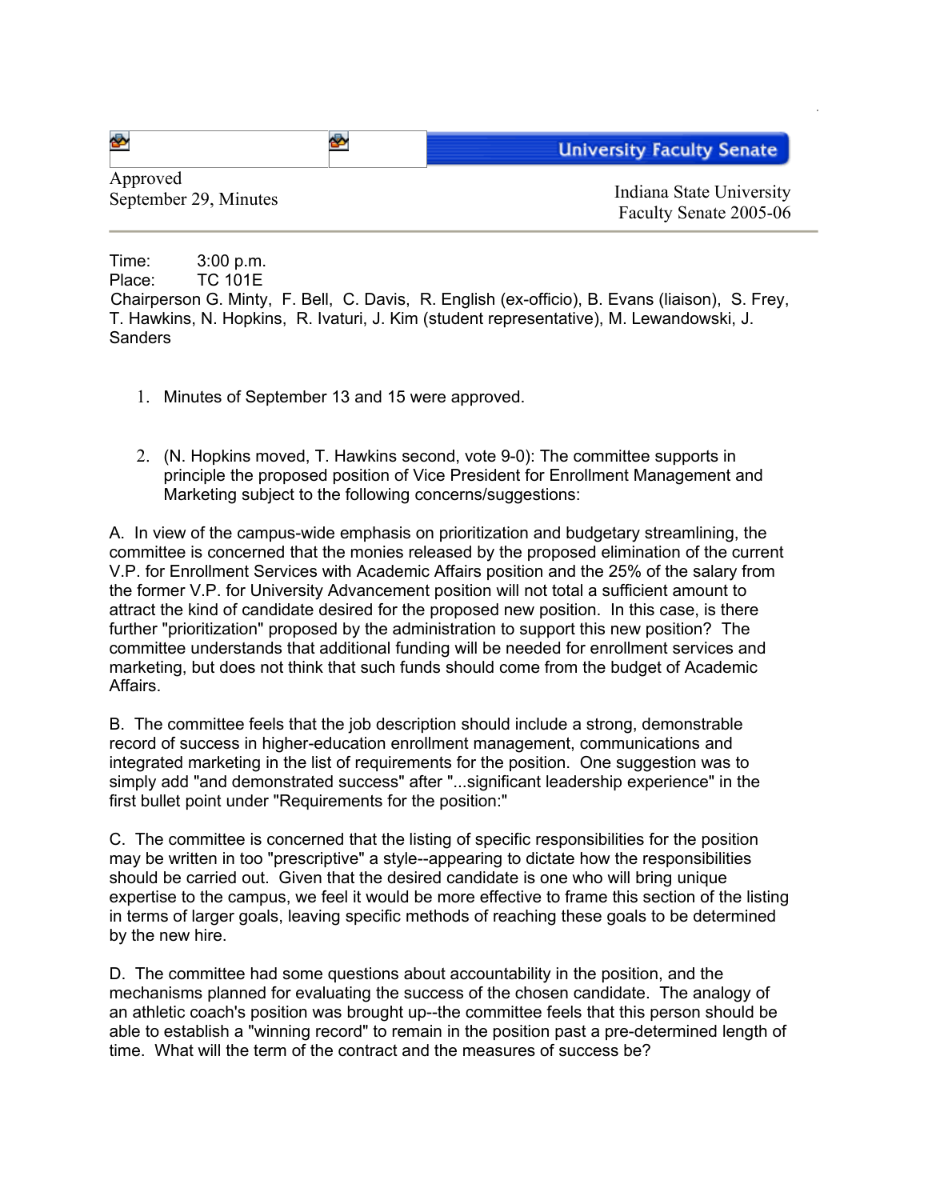University Faculty Senate

Approved
September 29, Minutes

Indiana State University
Faculty Senate 2005-06

Time: 3:00 p.m.
Place: TC 101E
Chairperson G. Minty, F. Bell, C. Davis, R. English (ex-officio), B. Evans (liaison), S. Frey, T. Hawkins, N. Hopkins, R. Ivaturi, J. Kim (student representative), M. Lewandowski, J. Sanders

1. Minutes of September 13 and 15 were approved.

2. (N. Hopkins moved, T. Hawkins second, vote 9-0): The committee supports in principle the proposed position of Vice President for Enrollment Management and Marketing subject to the following concerns/suggestions:

A. In view of the campus-wide emphasis on prioritization and budgetary streamlining, the committee is concerned that the monies released by the proposed elimination of the current V.P. for Enrollment Services with Academic Affairs position and the 25% of the salary from the former V.P. for University Advancement position will not total a sufficient amount to attract the kind of candidate desired for the proposed new position. In this case, is there further "prioritization" proposed by the administration to support this new position? The committee understands that additional funding will be needed for enrollment services and marketing, but does not think that such funds should come from the budget of Academic Affairs.

B. The committee feels that the job description should include a strong, demonstrable record of success in higher-education enrollment management, communications and integrated marketing in the list of requirements for the position. One suggestion was to simply add "and demonstrated success" after "...significant leadership experience" in the first bullet point under "Requirements for the position:"

C. The committee is concerned that the listing of specific responsibilities for the position may be written in too "prescriptive" a style--appearing to dictate how the responsibilities should be carried out. Given that the desired candidate is one who will bring unique expertise to the campus, we feel it would be more effective to frame this section of the listing in terms of larger goals, leaving specific methods of reaching these goals to be determined by the new hire.

D. The committee had some questions about accountability in the position, and the mechanisms planned for evaluating the success of the chosen candidate. The analogy of an athletic coach's position was brought up--the committee feels that this person should be able to establish a "winning record" to remain in the position past a pre-determined length of time. What will the term of the contract and the measures of success be?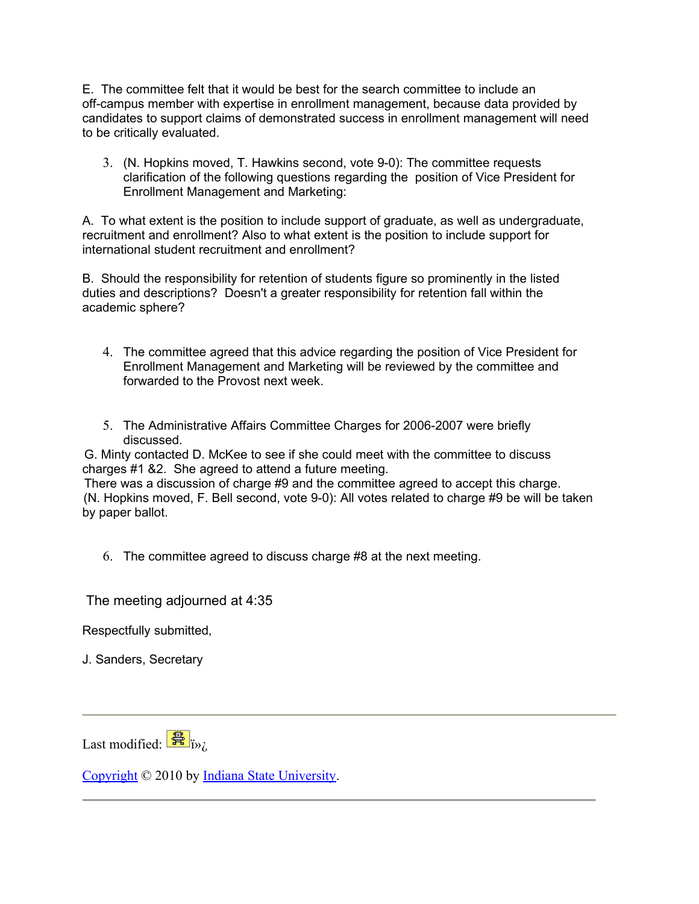E. The committee felt that it would be best for the search committee to include an off-campus member with expertise in enrollment management, because data provided by candidates to support claims of demonstrated success in enrollment management will need to be critically evaluated.

3. (N. Hopkins moved, T. Hawkins second, vote 9-0): The committee requests clarification of the following questions regarding the position of Vice President for Enrollment Management and Marketing:

A. To what extent is the position to include support of graduate, as well as undergraduate, recruitment and enrollment? Also to what extent is the position to include support for international student recruitment and enrollment?

B. Should the responsibility for retention of students figure so prominently in the listed duties and descriptions? Doesn't a greater responsibility for retention fall within the academic sphere?

4. The committee agreed that this advice regarding the position of Vice President for Enrollment Management and Marketing will be reviewed by the committee and forwarded to the Provost next week.

5. The Administrative Affairs Committee Charges for 2006-2007 were briefly discussed.

G. Minty contacted D. McKee to see if she could meet with the committee to discuss charges #1 &2. She agreed to attend a future meeting.
There was a discussion of charge #9 and the committee agreed to accept this charge.
(N. Hopkins moved, F. Bell second, vote 9-0): All votes related to charge #9 be will be taken by paper ballot.

6. The committee agreed to discuss charge #8 at the next meeting.

The meeting adjourned at 4:35

Respectfully submitted,

J. Sanders, Secretary

---

Last modified: ï»¿

Copyright © 2010 by Indiana State University.